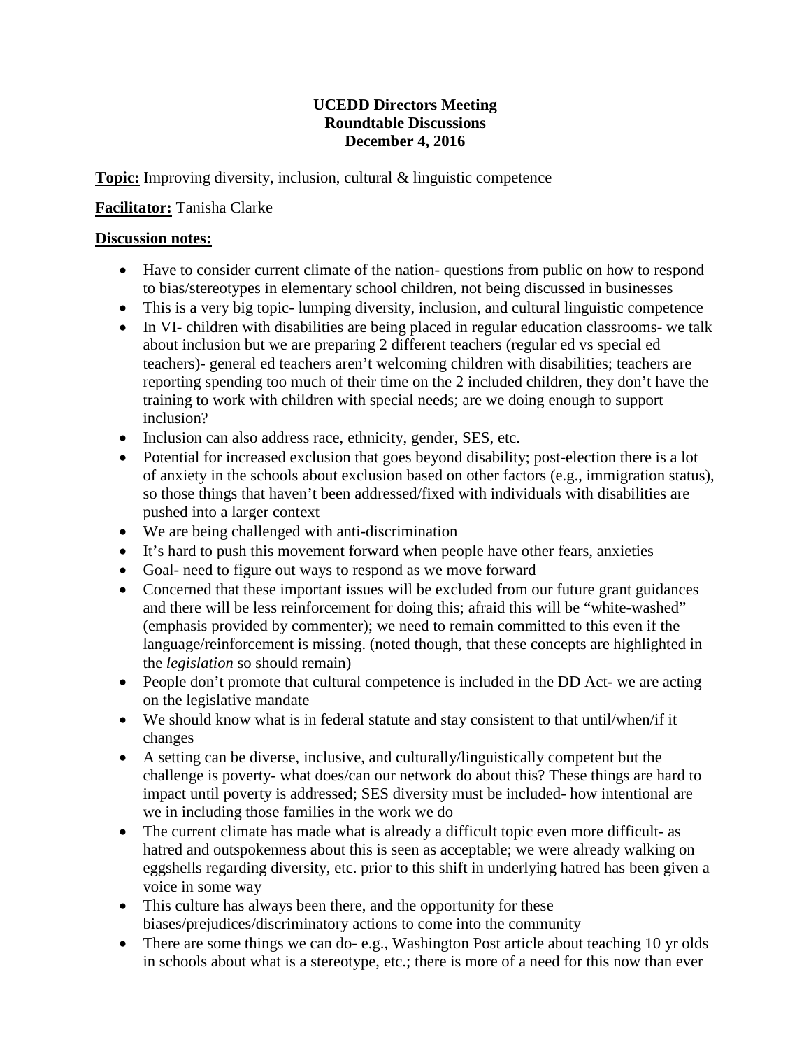**UCEDD Directors Meeting**
**Roundtable Discussions**
**December 4, 2016**

**Topic:** Improving diversity, inclusion, cultural & linguistic competence

**Facilitator:** Tanisha Clarke

**Discussion notes:**

- Have to consider current climate of the nation- questions from public on how to respond to bias/stereotypes in elementary school children, not being discussed in businesses
- This is a very big topic- lumping diversity, inclusion, and cultural linguistic competence
- In VI- children with disabilities are being placed in regular education classrooms- we talk about inclusion but we are preparing 2 different teachers (regular ed vs special ed teachers)- general ed teachers aren't welcoming children with disabilities; teachers are reporting spending too much of their time on the 2 included children, they don't have the training to work with children with special needs; are we doing enough to support inclusion?
- Inclusion can also address race, ethnicity, gender, SES, etc.
- Potential for increased exclusion that goes beyond disability; post-election there is a lot of anxiety in the schools about exclusion based on other factors (e.g., immigration status), so those things that haven't been addressed/fixed with individuals with disabilities are pushed into a larger context
- We are being challenged with anti-discrimination
- It's hard to push this movement forward when people have other fears, anxieties
- Goal- need to figure out ways to respond as we move forward
- Concerned that these important issues will be excluded from our future grant guidances and there will be less reinforcement for doing this; afraid this will be "white-washed" (emphasis provided by commenter); we need to remain committed to this even if the language/reinforcement is missing. (noted though, that these concepts are highlighted in the *legislation* so should remain)
- People don't promote that cultural competence is included in the DD Act- we are acting on the legislative mandate
- We should know what is in federal statute and stay consistent to that until/when/if it changes
- A setting can be diverse, inclusive, and culturally/linguistically competent but the challenge is poverty- what does/can our network do about this? These things are hard to impact until poverty is addressed; SES diversity must be included- how intentional are we in including those families in the work we do
- The current climate has made what is already a difficult topic even more difficult- as hatred and outspokenness about this is seen as acceptable; we were already walking on eggshells regarding diversity, etc. prior to this shift in underlying hatred has been given a voice in some way
- This culture has always been there, and the opportunity for these biases/prejudices/discriminatory actions to come into the community
- There are some things we can do- e.g., Washington Post article about teaching 10 yr olds in schools about what is a stereotype, etc.; there is more of a need for this now than ever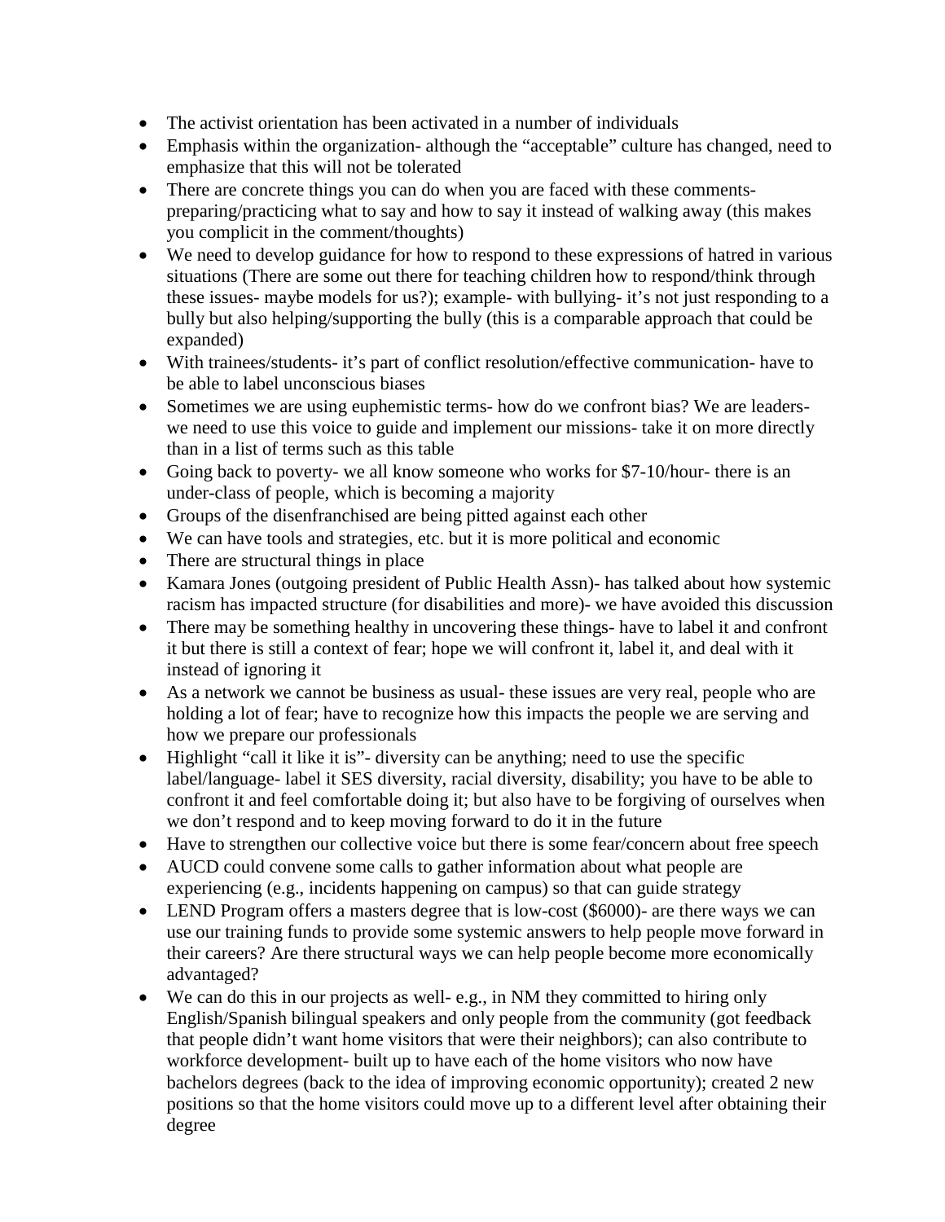- The activist orientation has been activated in a number of individuals
- Emphasis within the organization- although the "acceptable" culture has changed, need to emphasize that this will not be tolerated
- There are concrete things you can do when you are faced with these comments- preparing/practicing what to say and how to say it instead of walking away (this makes you complicit in the comment/thoughts)
- We need to develop guidance for how to respond to these expressions of hatred in various situations (There are some out there for teaching children how to respond/think through these issues- maybe models for us?); example- with bullying- it's not just responding to a bully but also helping/supporting the bully (this is a comparable approach that could be expanded)
- With trainees/students- it's part of conflict resolution/effective communication- have to be able to label unconscious biases
- Sometimes we are using euphemistic terms- how do we confront bias? We are leaders- we need to use this voice to guide and implement our missions- take it on more directly than in a list of terms such as this table
- Going back to poverty- we all know someone who works for $7-10/hour- there is an under-class of people, which is becoming a majority
- Groups of the disenfranchised are being pitted against each other
- We can have tools and strategies, etc. but it is more political and economic
- There are structural things in place
- Kamara Jones (outgoing president of Public Health Assn)- has talked about how systemic racism has impacted structure (for disabilities and more)- we have avoided this discussion
- There may be something healthy in uncovering these things- have to label it and confront it but there is still a context of fear; hope we will confront it, label it, and deal with it instead of ignoring it
- As a network we cannot be business as usual- these issues are very real, people who are holding a lot of fear; have to recognize how this impacts the people we are serving and how we prepare our professionals
- Highlight "call it like it is"- diversity can be anything; need to use the specific label/language- label it SES diversity, racial diversity, disability; you have to be able to confront it and feel comfortable doing it; but also have to be forgiving of ourselves when we don't respond and to keep moving forward to do it in the future
- Have to strengthen our collective voice but there is some fear/concern about free speech
- AUCD could convene some calls to gather information about what people are experiencing (e.g., incidents happening on campus) so that can guide strategy
- LEND Program offers a masters degree that is low-cost ($6000)- are there ways we can use our training funds to provide some systemic answers to help people move forward in their careers? Are there structural ways we can help people become more economically advantaged?
- We can do this in our projects as well- e.g., in NM they committed to hiring only English/Spanish bilingual speakers and only people from the community (got feedback that people didn't want home visitors that were their neighbors); can also contribute to workforce development- built up to have each of the home visitors who now have bachelors degrees (back to the idea of improving economic opportunity); created 2 new positions so that the home visitors could move up to a different level after obtaining their degree